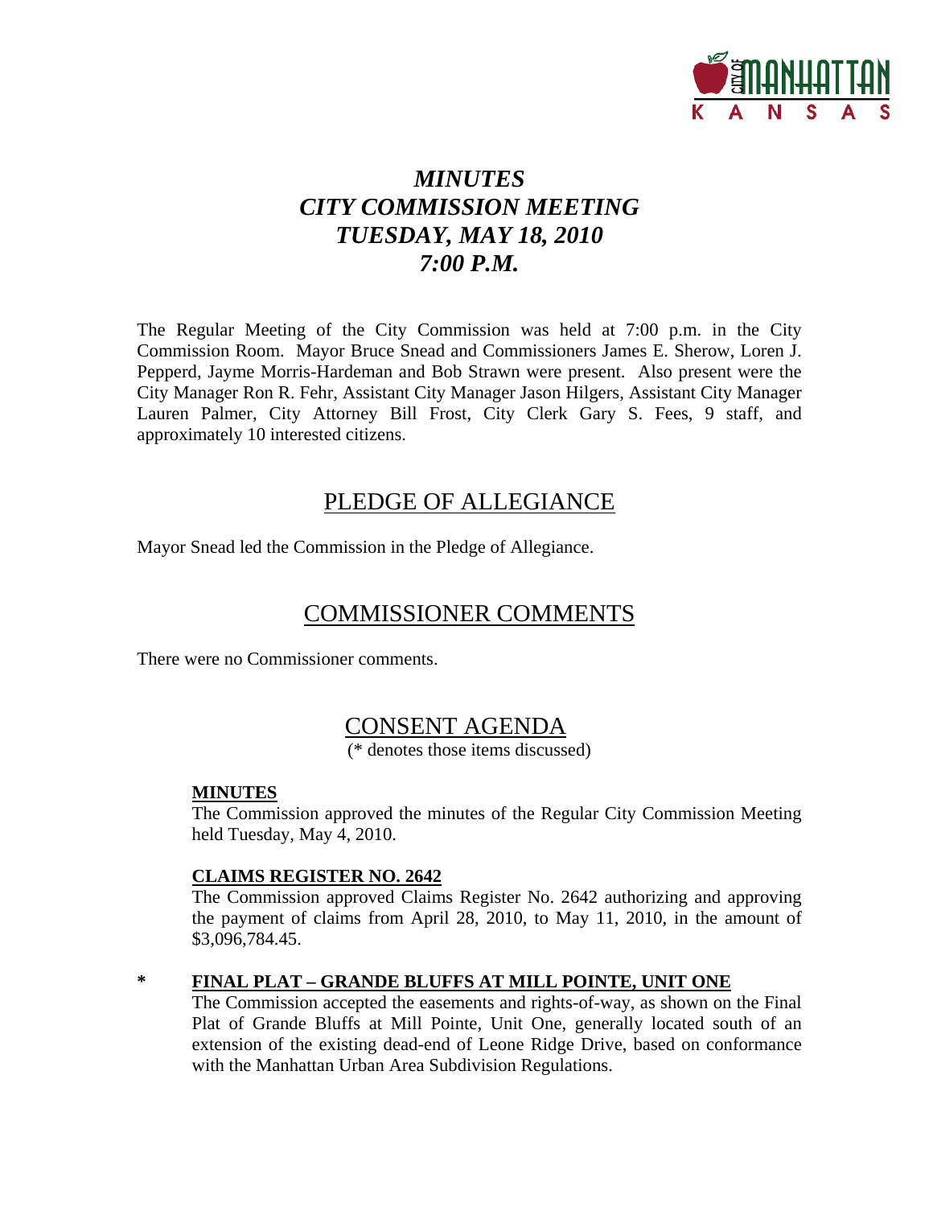# *MINUTES*
# *CITY COMMISSION MEETING*
# *TUESDAY, MAY 18, 2010*
# *7:00 P.M.*

The Regular Meeting of the City Commission was held at 7:00 p.m. in the City Commission Room. Mayor Bruce Snead and Commissioners James E. Sherow, Loren J. Pepperd, Jayme Morris-Hardeman and Bob Strawn were present. Also present were the City Manager Ron R. Fehr, Assistant City Manager Jason Hilgers, Assistant City Manager Lauren Palmer, City Attorney Bill Frost, City Clerk Gary S. Fees, 9 staff, and approximately 10 interested citizens.

## PLEDGE OF ALLEGIANCE

Mayor Snead led the Commission in the Pledge of Allegiance.

## COMMISSIONER COMMENTS

There were no Commissioner comments.

## CONSENT AGENDA

(* denotes those items discussed)

**MINUTES**

The Commission approved the minutes of the Regular City Commission Meeting held Tuesday, May 4, 2010.

**CLAIMS REGISTER NO. 2642**

The Commission approved Claims Register No. 2642 authorizing and approving the payment of claims from April 28, 2010, to May 11, 2010, in the amount of $3,096,784.45.

\* **FINAL PLAT – GRANDE BLUFFS AT MILL POINTE, UNIT ONE**

The Commission accepted the easements and rights-of-way, as shown on the Final Plat of Grande Bluffs at Mill Pointe, Unit One, generally located south of an extension of the existing dead-end of Leone Ridge Drive, based on conformance with the Manhattan Urban Area Subdivision Regulations.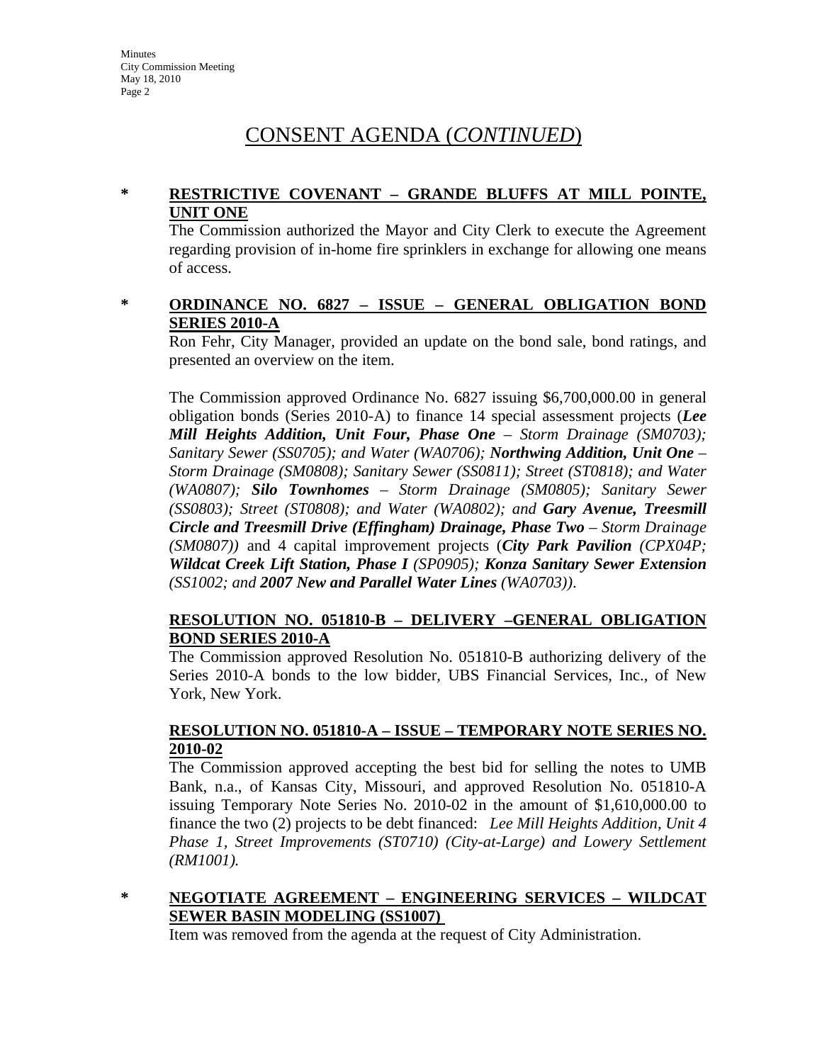# CONSENT AGENDA (*CONTINUED*)

**\*** **RESTRICTIVE COVENANT – GRANDE BLUFFS AT MILL POINTE, UNIT ONE**

The Commission authorized the Mayor and City Clerk to execute the Agreement regarding provision of in-home fire sprinklers in exchange for allowing one means of access.

**\*** **ORDINANCE NO. 6827 – ISSUE – GENERAL OBLIGATION BOND SERIES 2010-A**

Ron Fehr, City Manager, provided an update on the bond sale, bond ratings, and presented an overview on the item.

The Commission approved Ordinance No. 6827 issuing $6,700,000.00 in general obligation bonds (Series 2010-A) to finance 14 special assessment projects (***Lee Mill Heights Addition, Unit Four, Phase One*** *– Storm Drainage (SM0703); Sanitary Sewer (SS0705); and Water (WA0706);* ***Northwing Addition, Unit One*** *– Storm Drainage (SM0808); Sanitary Sewer (SS0811); Street (ST0818); and Water (WA0807);* ***Silo Townhomes*** *– Storm Drainage (SM0805); Sanitary Sewer (SS0803); Street (ST0808); and Water (WA0802); and* ***Gary Avenue, Treesmill Circle and Treesmill Drive (Effingham) Drainage, Phase Two*** *– Storm Drainage (SM0807))* and 4 capital improvement projects (***City Park Pavilion*** *(CPX04P;* ***Wildcat Creek Lift Station, Phase I*** *(SP0905);* ***Konza Sanitary Sewer Extension*** *(SS1002; and* ***2007 New and Parallel Water Lines*** *(WA0703))*.

**RESOLUTION NO. 051810-B – DELIVERY –GENERAL OBLIGATION BOND SERIES 2010-A**

The Commission approved Resolution No. 051810-B authorizing delivery of the Series 2010-A bonds to the low bidder, UBS Financial Services, Inc., of New York, New York.

**RESOLUTION NO. 051810-A – ISSUE – TEMPORARY NOTE SERIES NO. 2010-02**

The Commission approved accepting the best bid for selling the notes to UMB Bank, n.a., of Kansas City, Missouri, and approved Resolution No. 051810-A issuing Temporary Note Series No. 2010-02 in the amount of $1,610,000.00 to finance the two (2) projects to be debt financed: *Lee Mill Heights Addition, Unit 4 Phase 1, Street Improvements (ST0710) (City-at-Large) and Lowery Settlement (RM1001).*

**\*** **NEGOTIATE AGREEMENT – ENGINEERING SERVICES – WILDCAT SEWER BASIN MODELING (SS1007)**

Item was removed from the agenda at the request of City Administration.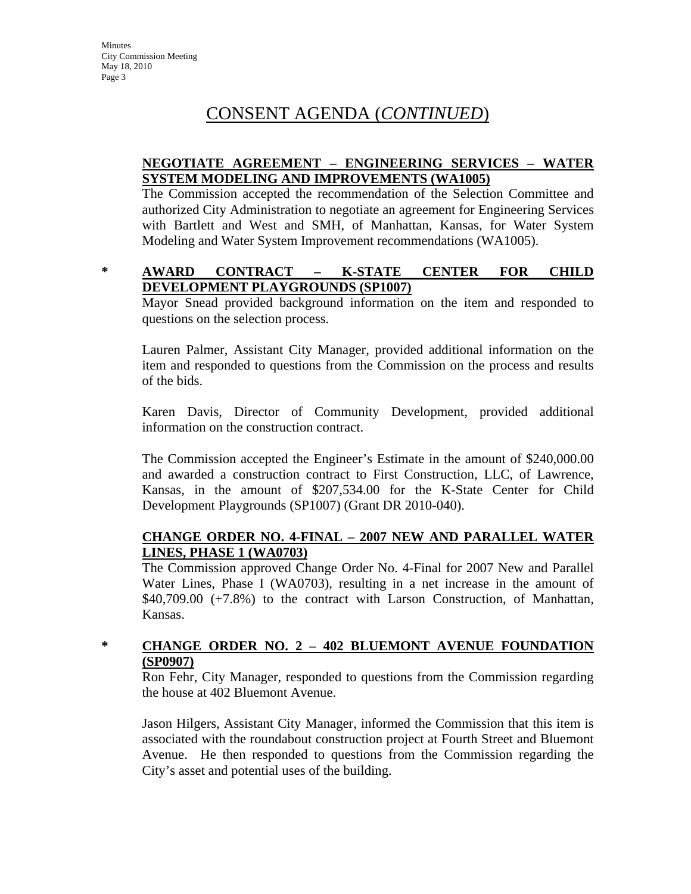# CONSENT AGENDA (*CONTINUED*)

**NEGOTIATE AGREEMENT – ENGINEERING SERVICES – WATER SYSTEM MODELING AND IMPROVEMENTS (WA1005)**

The Commission accepted the recommendation of the Selection Committee and authorized City Administration to negotiate an agreement for Engineering Services with Bartlett and West and SMH, of Manhattan, Kansas, for Water System Modeling and Water System Improvement recommendations (WA1005).

\* **AWARD CONTRACT – K-STATE CENTER FOR CHILD DEVELOPMENT PLAYGROUNDS (SP1007)**

Mayor Snead provided background information on the item and responded to questions on the selection process.

Lauren Palmer, Assistant City Manager, provided additional information on the item and responded to questions from the Commission on the process and results of the bids.

Karen Davis, Director of Community Development, provided additional information on the construction contract.

The Commission accepted the Engineer's Estimate in the amount of $240,000.00 and awarded a construction contract to First Construction, LLC, of Lawrence, Kansas, in the amount of $207,534.00 for the K-State Center for Child Development Playgrounds (SP1007) (Grant DR 2010-040).

**CHANGE ORDER NO. 4-FINAL – 2007 NEW AND PARALLEL WATER LINES, PHASE 1 (WA0703)**

The Commission approved Change Order No. 4-Final for 2007 New and Parallel Water Lines, Phase I (WA0703), resulting in a net increase in the amount of $40,709.00 (+7.8%) to the contract with Larson Construction, of Manhattan, Kansas.

\* **CHANGE ORDER NO. 2 – 402 BLUEMONT AVENUE FOUNDATION (SP0907)**

Ron Fehr, City Manager, responded to questions from the Commission regarding the house at 402 Bluemont Avenue.

Jason Hilgers, Assistant City Manager, informed the Commission that this item is associated with the roundabout construction project at Fourth Street and Bluemont Avenue. He then responded to questions from the Commission regarding the City's asset and potential uses of the building.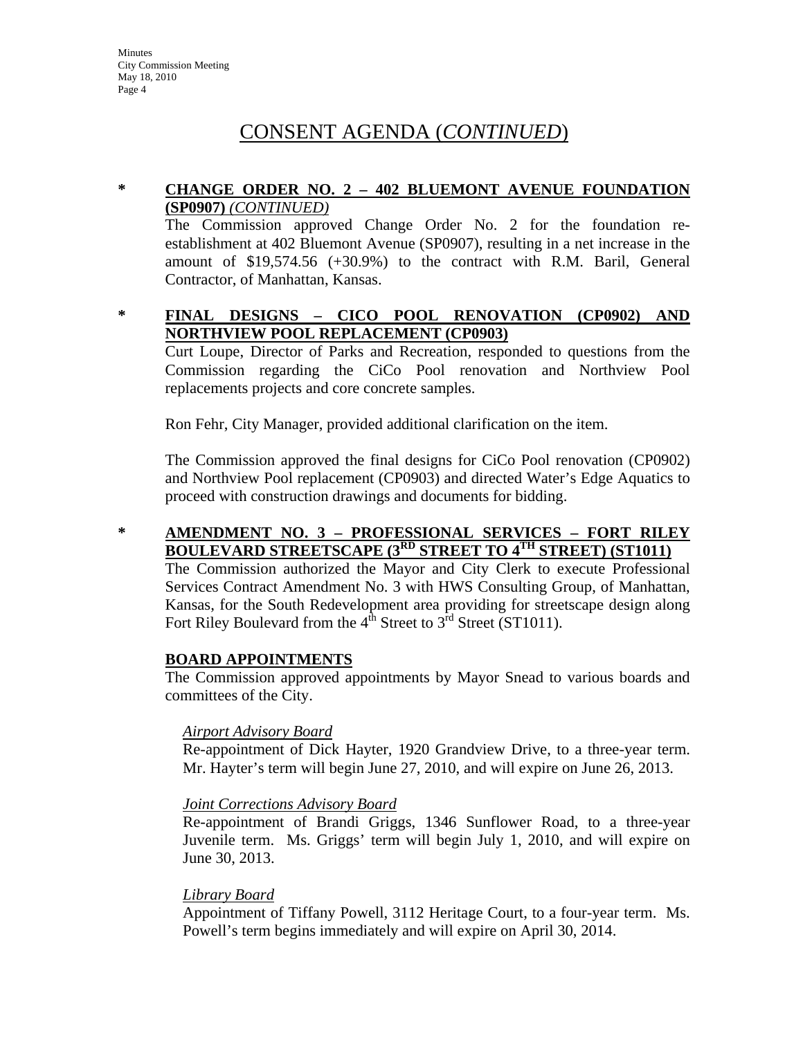## CONSENT AGENDA (*CONTINUED*)

**\* CHANGE ORDER NO. 2 – 402 BLUEMONT AVENUE FOUNDATION (SP0907)** *(CONTINUED)*

The Commission approved Change Order No. 2 for the foundation re-establishment at 402 Bluemont Avenue (SP0907), resulting in a net increase in the amount of $19,574.56 (+30.9%) to the contract with R.M. Baril, General Contractor, of Manhattan, Kansas.

**\* FINAL DESIGNS – CICO POOL RENOVATION (CP0902) AND NORTHVIEW POOL REPLACEMENT (CP0903)**

Curt Loupe, Director of Parks and Recreation, responded to questions from the Commission regarding the CiCo Pool renovation and Northview Pool replacements projects and core concrete samples.

Ron Fehr, City Manager, provided additional clarification on the item.

The Commission approved the final designs for CiCo Pool renovation (CP0902) and Northview Pool replacement (CP0903) and directed Water's Edge Aquatics to proceed with construction drawings and documents for bidding.

**\* AMENDMENT NO. 3 – PROFESSIONAL SERVICES – FORT RILEY BOULEVARD STREETSCAPE (3RD STREET TO 4TH STREET) (ST1011)**

The Commission authorized the Mayor and City Clerk to execute Professional Services Contract Amendment No. 3 with HWS Consulting Group, of Manhattan, Kansas, for the South Redevelopment area providing for streetscape design along Fort Riley Boulevard from the 4th Street to 3rd Street (ST1011).

**BOARD APPOINTMENTS**

The Commission approved appointments by Mayor Snead to various boards and committees of the City.

*Airport Advisory Board*

Re-appointment of Dick Hayter, 1920 Grandview Drive, to a three-year term. Mr. Hayter's term will begin June 27, 2010, and will expire on June 26, 2013.

*Joint Corrections Advisory Board*

Re-appointment of Brandi Griggs, 1346 Sunflower Road, to a three-year Juvenile term. Ms. Griggs' term will begin July 1, 2010, and will expire on June 30, 2013.

*Library Board*

Appointment of Tiffany Powell, 3112 Heritage Court, to a four-year term. Ms. Powell's term begins immediately and will expire on April 30, 2014.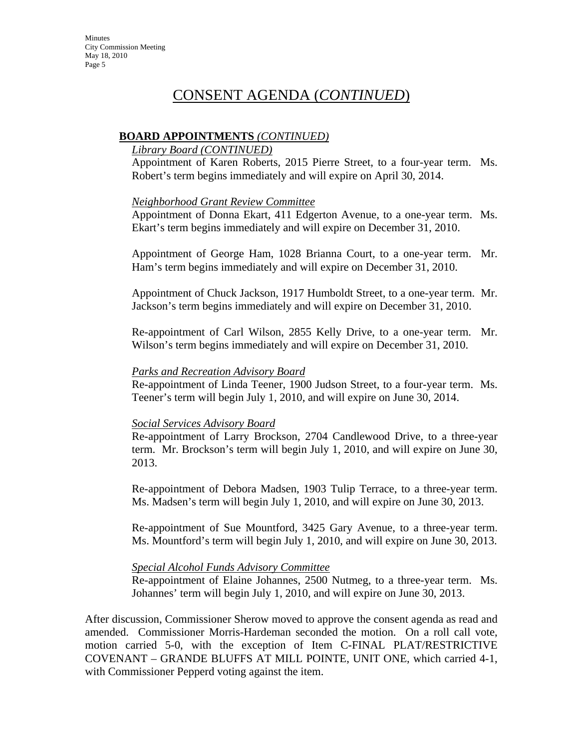# CONSENT AGENDA (*CONTINUED*)

**BOARD APPOINTMENTS** *(CONTINUED)*

*Library Board (CONTINUED)*

Appointment of Karen Roberts, 2015 Pierre Street, to a four-year term. Ms. Robert's term begins immediately and will expire on April 30, 2014.

*Neighborhood Grant Review Committee*

Appointment of Donna Ekart, 411 Edgerton Avenue, to a one-year term. Ms. Ekart's term begins immediately and will expire on December 31, 2010.

Appointment of George Ham, 1028 Brianna Court, to a one-year term. Mr. Ham's term begins immediately and will expire on December 31, 2010.

Appointment of Chuck Jackson, 1917 Humboldt Street, to a one-year term. Mr. Jackson's term begins immediately and will expire on December 31, 2010.

Re-appointment of Carl Wilson, 2855 Kelly Drive, to a one-year term. Mr. Wilson's term begins immediately and will expire on December 31, 2010.

*Parks and Recreation Advisory Board*

Re-appointment of Linda Teener, 1900 Judson Street, to a four-year term. Ms. Teener's term will begin July 1, 2010, and will expire on June 30, 2014.

*Social Services Advisory Board*

Re-appointment of Larry Brockson, 2704 Candlewood Drive, to a three-year term. Mr. Brockson's term will begin July 1, 2010, and will expire on June 30, 2013.

Re-appointment of Debora Madsen, 1903 Tulip Terrace, to a three-year term. Ms. Madsen's term will begin July 1, 2010, and will expire on June 30, 2013.

Re-appointment of Sue Mountford, 3425 Gary Avenue, to a three-year term. Ms. Mountford's term will begin July 1, 2010, and will expire on June 30, 2013.

*Special Alcohol Funds Advisory Committee*

Re-appointment of Elaine Johannes, 2500 Nutmeg, to a three-year term. Ms. Johannes' term will begin July 1, 2010, and will expire on June 30, 2013.

After discussion, Commissioner Sherow moved to approve the consent agenda as read and amended. Commissioner Morris-Hardeman seconded the motion. On a roll call vote, motion carried 5-0, with the exception of Item C-FINAL PLAT/RESTRICTIVE COVENANT – GRANDE BLUFFS AT MILL POINTE, UNIT ONE, which carried 4-1, with Commissioner Pepperd voting against the item.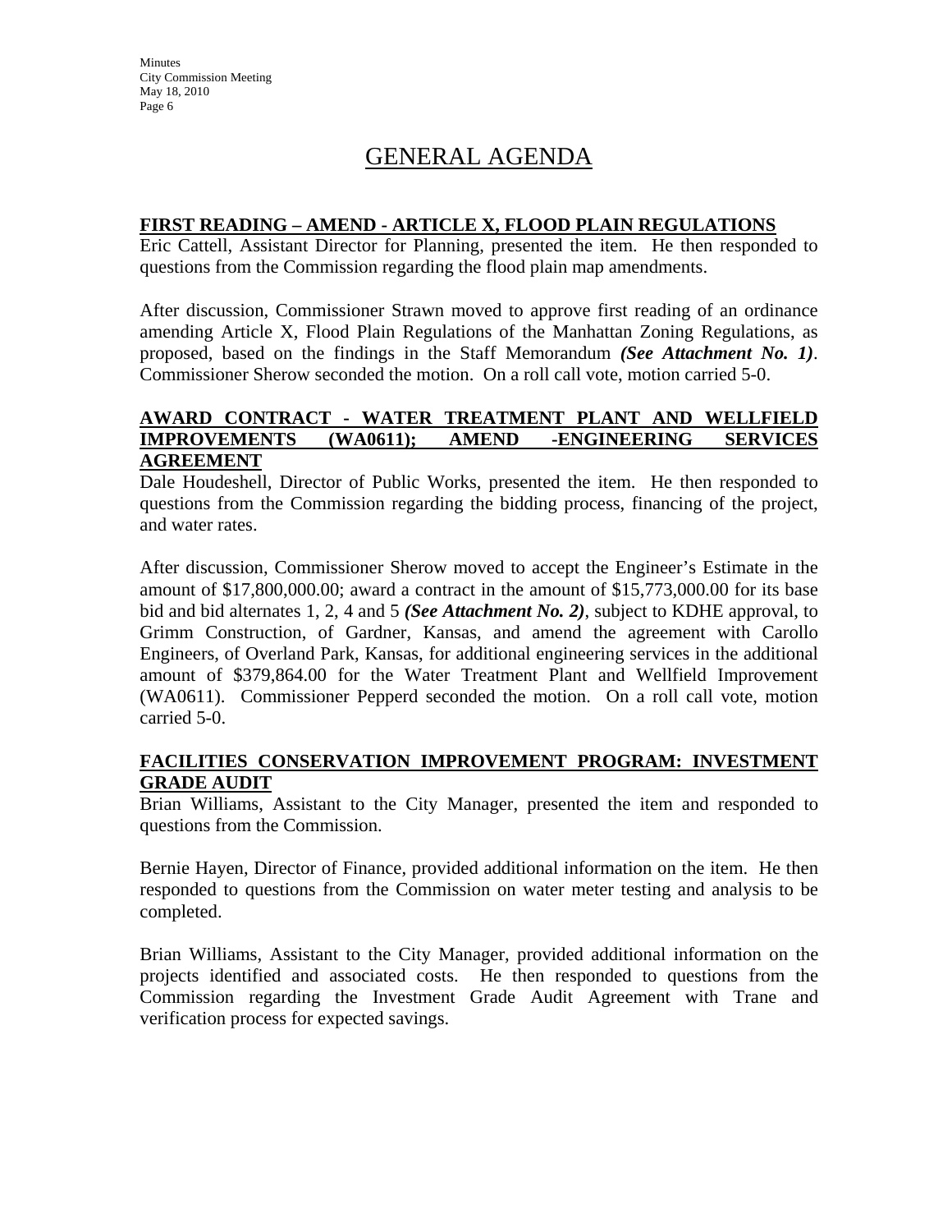# GENERAL AGENDA

## FIRST READING – AMEND - ARTICLE X, FLOOD PLAIN REGULATIONS

Eric Cattell, Assistant Director for Planning, presented the item. He then responded to questions from the Commission regarding the flood plain map amendments.

After discussion, Commissioner Strawn moved to approve first reading of an ordinance amending Article X, Flood Plain Regulations of the Manhattan Zoning Regulations, as proposed, based on the findings in the Staff Memorandum ***(See Attachment No. 1)***. Commissioner Sherow seconded the motion. On a roll call vote, motion carried 5-0.

## AWARD CONTRACT - WATER TREATMENT PLANT AND WELLFIELD IMPROVEMENTS (WA0611); AMEND -ENGINEERING SERVICES AGREEMENT

Dale Houdeshell, Director of Public Works, presented the item. He then responded to questions from the Commission regarding the bidding process, financing of the project, and water rates.

After discussion, Commissioner Sherow moved to accept the Engineer's Estimate in the amount of $17,800,000.00; award a contract in the amount of $15,773,000.00 for its base bid and bid alternates 1, 2, 4 and 5 ***(See Attachment No. 2)***, subject to KDHE approval, to Grimm Construction, of Gardner, Kansas, and amend the agreement with Carollo Engineers, of Overland Park, Kansas, for additional engineering services in the additional amount of $379,864.00 for the Water Treatment Plant and Wellfield Improvement (WA0611). Commissioner Pepperd seconded the motion. On a roll call vote, motion carried 5-0.

## FACILITIES CONSERVATION IMPROVEMENT PROGRAM: INVESTMENT GRADE AUDIT

Brian Williams, Assistant to the City Manager, presented the item and responded to questions from the Commission.

Bernie Hayen, Director of Finance, provided additional information on the item. He then responded to questions from the Commission on water meter testing and analysis to be completed.

Brian Williams, Assistant to the City Manager, provided additional information on the projects identified and associated costs. He then responded to questions from the Commission regarding the Investment Grade Audit Agreement with Trane and verification process for expected savings.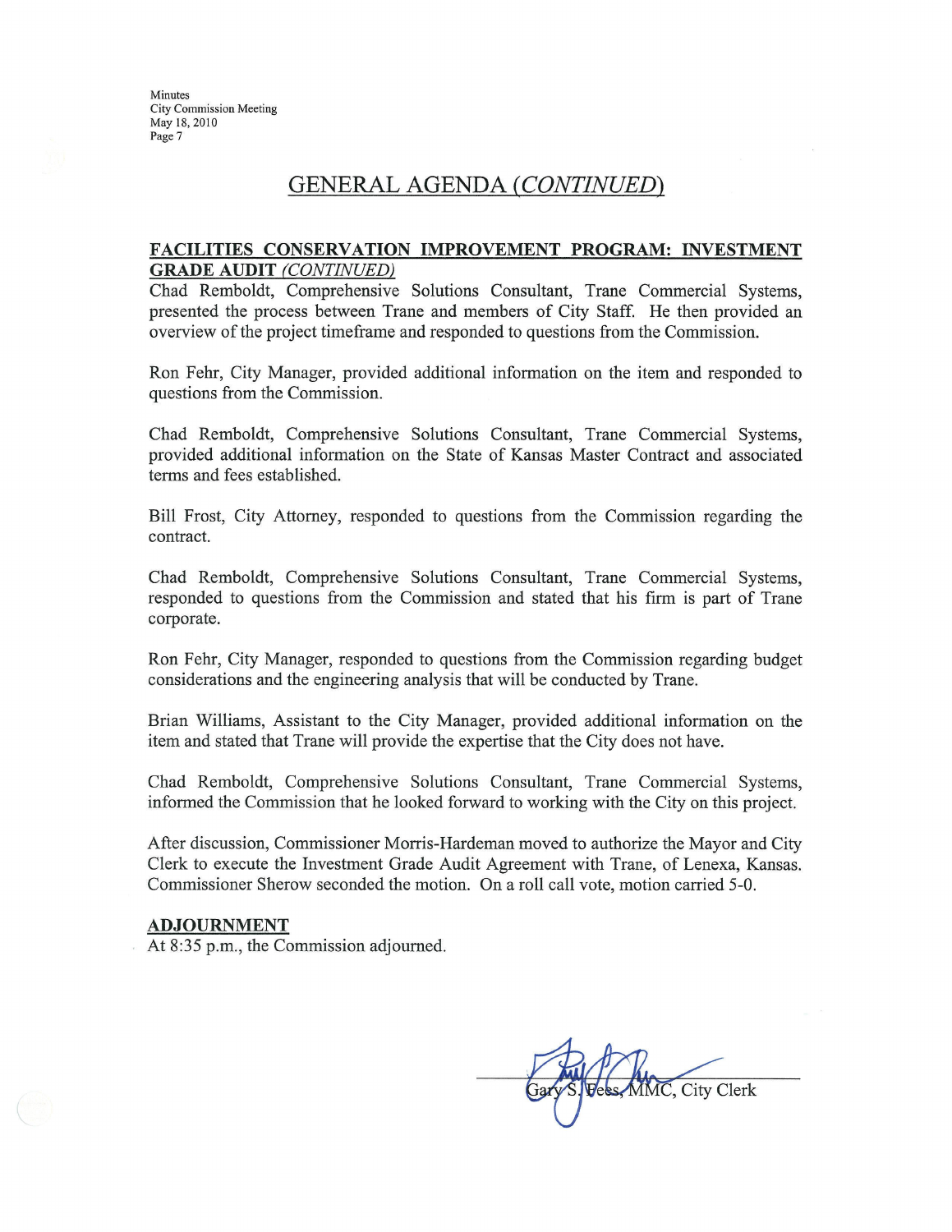## GENERAL AGENDA *(CONTINUED)*

### FACILITIES CONSERVATION IMPROVEMENT PROGRAM: INVESTMENT GRADE AUDIT *(CONTINUED)*

Chad Remboldt, Comprehensive Solutions Consultant, Trane Commercial Systems, presented the process between Trane and members of City Staff. He then provided an overview of the project timeframe and responded to questions from the Commission.

Ron Fehr, City Manager, provided additional information on the item and responded to questions from the Commission.

Chad Remboldt, Comprehensive Solutions Consultant, Trane Commercial Systems, provided additional information on the State of Kansas Master Contract and associated terms and fees established.

Bill Frost, City Attorney, responded to questions from the Commission regarding the contract.

Chad Remboldt, Comprehensive Solutions Consultant, Trane Commercial Systems, responded to questions from the Commission and stated that his firm is part of Trane corporate.

Ron Fehr, City Manager, responded to questions from the Commission regarding budget considerations and the engineering analysis that will be conducted by Trane.

Brian Williams, Assistant to the City Manager, provided additional information on the item and stated that Trane will provide the expertise that the City does not have.

Chad Remboldt, Comprehensive Solutions Consultant, Trane Commercial Systems, informed the Commission that he looked forward to working with the City on this project.

After discussion, Commissioner Morris-Hardeman moved to authorize the Mayor and City Clerk to execute the Investment Grade Audit Agreement with Trane, of Lenexa, Kansas. Commissioner Sherow seconded the motion. On a roll call vote, motion carried 5-0.

### ADJOURNMENT

At 8:35 p.m., the Commission adjourned.

Gary S. Fees, MMC, City Clerk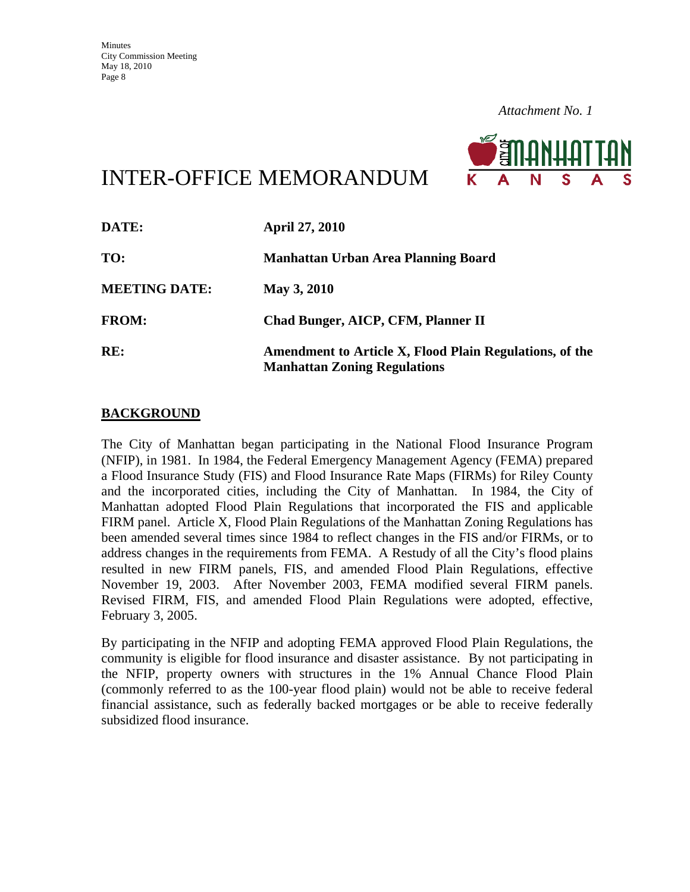*Attachment No. 1*

# INTER-OFFICE MEMORANDUM

| | |
|---|---|
| **DATE:** | **April 27, 2010** |
| **TO:** | **Manhattan Urban Area Planning Board** |
| **MEETING DATE:** | **May 3, 2010** |
| **FROM:** | **Chad Bunger, AICP, CFM, Planner II** |
| **RE:** | **Amendment to Article X, Flood Plain Regulations, of the Manhattan Zoning Regulations** |

## BACKGROUND

The City of Manhattan began participating in the National Flood Insurance Program (NFIP), in 1981. In 1984, the Federal Emergency Management Agency (FEMA) prepared a Flood Insurance Study (FIS) and Flood Insurance Rate Maps (FIRMs) for Riley County and the incorporated cities, including the City of Manhattan. In 1984, the City of Manhattan adopted Flood Plain Regulations that incorporated the FIS and applicable FIRM panel. Article X, Flood Plain Regulations of the Manhattan Zoning Regulations has been amended several times since 1984 to reflect changes in the FIS and/or FIRMs, or to address changes in the requirements from FEMA. A Restudy of all the City's flood plains resulted in new FIRM panels, FIS, and amended Flood Plain Regulations, effective November 19, 2003. After November 2003, FEMA modified several FIRM panels. Revised FIRM, FIS, and amended Flood Plain Regulations were adopted, effective, February 3, 2005.

By participating in the NFIP and adopting FEMA approved Flood Plain Regulations, the community is eligible for flood insurance and disaster assistance. By not participating in the NFIP, property owners with structures in the 1% Annual Chance Flood Plain (commonly referred to as the 100-year flood plain) would not be able to receive federal financial assistance, such as federally backed mortgages or be able to receive federally subsidized flood insurance.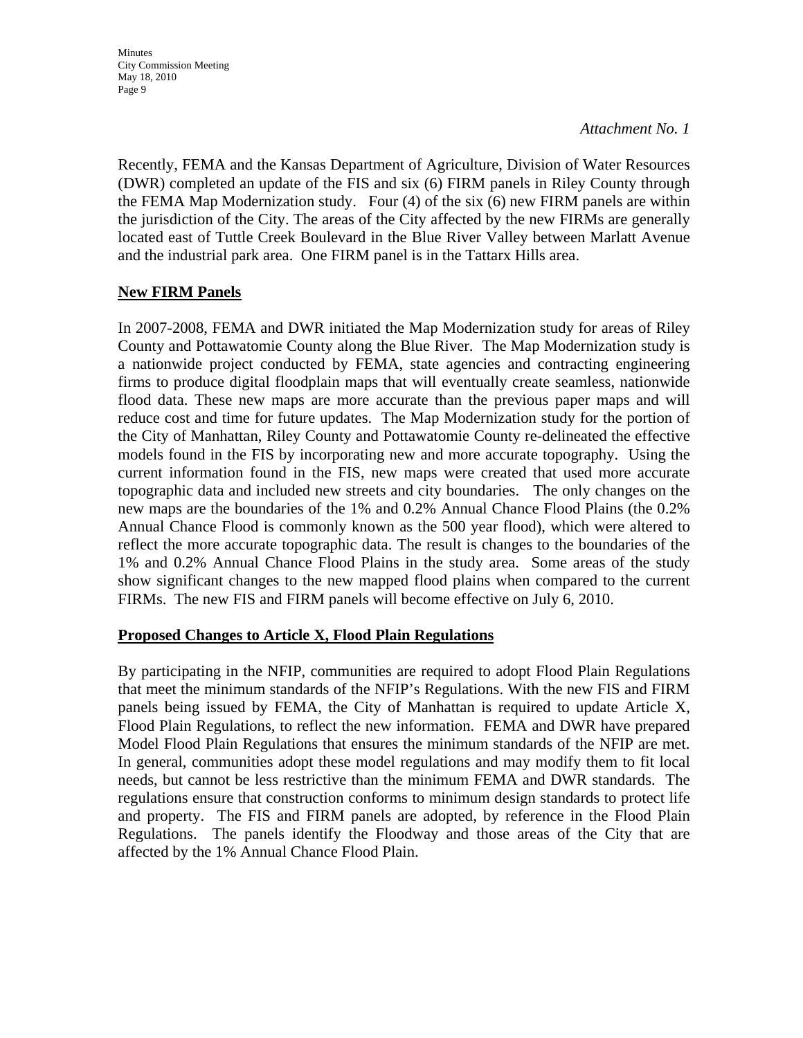*Attachment No. 1*

Recently, FEMA and the Kansas Department of Agriculture, Division of Water Resources (DWR) completed an update of the FIS and six (6) FIRM panels in Riley County through the FEMA Map Modernization study. Four (4) of the six (6) new FIRM panels are within the jurisdiction of the City. The areas of the City affected by the new FIRMs are generally located east of Tuttle Creek Boulevard in the Blue River Valley between Marlatt Avenue and the industrial park area. One FIRM panel is in the Tattarx Hills area.

**New FIRM Panels**

In 2007-2008, FEMA and DWR initiated the Map Modernization study for areas of Riley County and Pottawatomie County along the Blue River. The Map Modernization study is a nationwide project conducted by FEMA, state agencies and contracting engineering firms to produce digital floodplain maps that will eventually create seamless, nationwide flood data. These new maps are more accurate than the previous paper maps and will reduce cost and time for future updates. The Map Modernization study for the portion of the City of Manhattan, Riley County and Pottawatomie County re-delineated the effective models found in the FIS by incorporating new and more accurate topography. Using the current information found in the FIS, new maps were created that used more accurate topographic data and included new streets and city boundaries. The only changes on the new maps are the boundaries of the 1% and 0.2% Annual Chance Flood Plains (the 0.2% Annual Chance Flood is commonly known as the 500 year flood), which were altered to reflect the more accurate topographic data. The result is changes to the boundaries of the 1% and 0.2% Annual Chance Flood Plains in the study area. Some areas of the study show significant changes to the new mapped flood plains when compared to the current FIRMs. The new FIS and FIRM panels will become effective on July 6, 2010.

**Proposed Changes to Article X, Flood Plain Regulations**

By participating in the NFIP, communities are required to adopt Flood Plain Regulations that meet the minimum standards of the NFIP's Regulations. With the new FIS and FIRM panels being issued by FEMA, the City of Manhattan is required to update Article X, Flood Plain Regulations, to reflect the new information. FEMA and DWR have prepared Model Flood Plain Regulations that ensures the minimum standards of the NFIP are met. In general, communities adopt these model regulations and may modify them to fit local needs, but cannot be less restrictive than the minimum FEMA and DWR standards. The regulations ensure that construction conforms to minimum design standards to protect life and property. The FIS and FIRM panels are adopted, by reference in the Flood Plain Regulations. The panels identify the Floodway and those areas of the City that are affected by the 1% Annual Chance Flood Plain.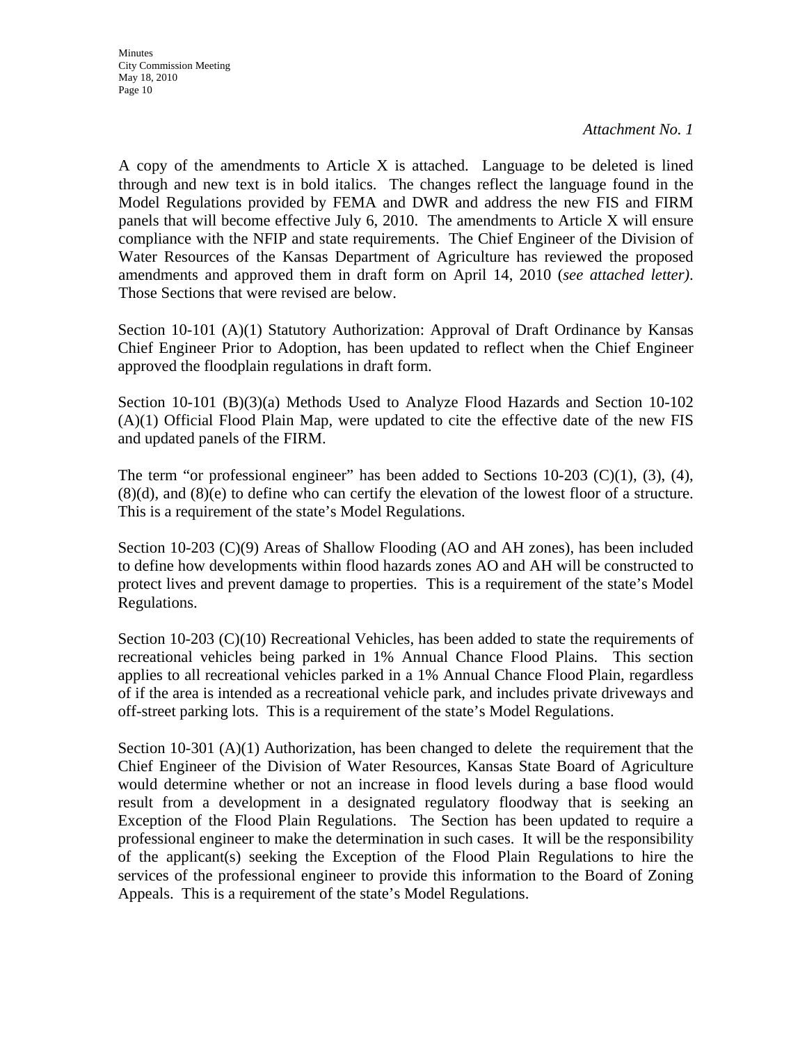*Attachment No. 1*

A copy of the amendments to Article X is attached. Language to be deleted is lined through and new text is in bold italics. The changes reflect the language found in the Model Regulations provided by FEMA and DWR and address the new FIS and FIRM panels that will become effective July 6, 2010. The amendments to Article X will ensure compliance with the NFIP and state requirements. The Chief Engineer of the Division of Water Resources of the Kansas Department of Agriculture has reviewed the proposed amendments and approved them in draft form on April 14, 2010 (*see attached letter)*. Those Sections that were revised are below.

Section 10-101 (A)(1) Statutory Authorization: Approval of Draft Ordinance by Kansas Chief Engineer Prior to Adoption, has been updated to reflect when the Chief Engineer approved the floodplain regulations in draft form.

Section 10-101 (B)(3)(a) Methods Used to Analyze Flood Hazards and Section 10-102 (A)(1) Official Flood Plain Map, were updated to cite the effective date of the new FIS and updated panels of the FIRM.

The term "or professional engineer" has been added to Sections 10-203 (C)(1), (3), (4), (8)(d), and (8)(e) to define who can certify the elevation of the lowest floor of a structure. This is a requirement of the state's Model Regulations.

Section 10-203 (C)(9) Areas of Shallow Flooding (AO and AH zones), has been included to define how developments within flood hazards zones AO and AH will be constructed to protect lives and prevent damage to properties. This is a requirement of the state's Model Regulations.

Section 10-203 (C)(10) Recreational Vehicles, has been added to state the requirements of recreational vehicles being parked in 1% Annual Chance Flood Plains. This section applies to all recreational vehicles parked in a 1% Annual Chance Flood Plain, regardless of if the area is intended as a recreational vehicle park, and includes private driveways and off-street parking lots. This is a requirement of the state's Model Regulations.

Section 10-301 (A)(1) Authorization, has been changed to delete the requirement that the Chief Engineer of the Division of Water Resources, Kansas State Board of Agriculture would determine whether or not an increase in flood levels during a base flood would result from a development in a designated regulatory floodway that is seeking an Exception of the Flood Plain Regulations. The Section has been updated to require a professional engineer to make the determination in such cases. It will be the responsibility of the applicant(s) seeking the Exception of the Flood Plain Regulations to hire the services of the professional engineer to provide this information to the Board of Zoning Appeals. This is a requirement of the state's Model Regulations.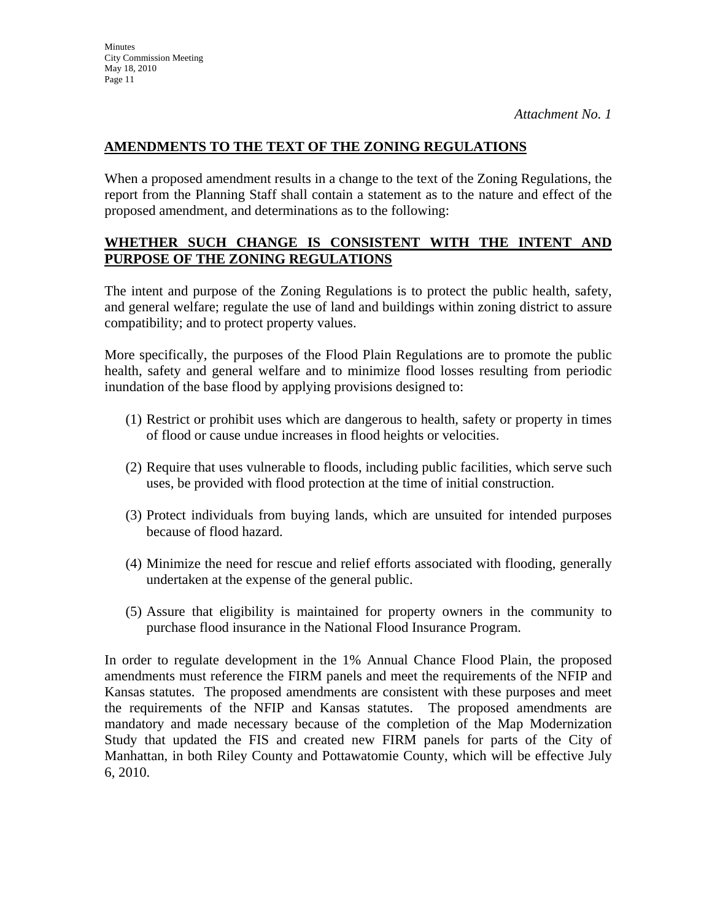*Attachment No. 1*

## AMENDMENTS TO THE TEXT OF THE ZONING REGULATIONS

When a proposed amendment results in a change to the text of the Zoning Regulations, the report from the Planning Staff shall contain a statement as to the nature and effect of the proposed amendment, and determinations as to the following:

## WHETHER SUCH CHANGE IS CONSISTENT WITH THE INTENT AND PURPOSE OF THE ZONING REGULATIONS

The intent and purpose of the Zoning Regulations is to protect the public health, safety, and general welfare; regulate the use of land and buildings within zoning district to assure compatibility; and to protect property values.

More specifically, the purposes of the Flood Plain Regulations are to promote the public health, safety and general welfare and to minimize flood losses resulting from periodic inundation of the base flood by applying provisions designed to:

(1) Restrict or prohibit uses which are dangerous to health, safety or property in times of flood or cause undue increases in flood heights or velocities.

(2) Require that uses vulnerable to floods, including public facilities, which serve such uses, be provided with flood protection at the time of initial construction.

(3) Protect individuals from buying lands, which are unsuited for intended purposes because of flood hazard.

(4) Minimize the need for rescue and relief efforts associated with flooding, generally undertaken at the expense of the general public.

(5) Assure that eligibility is maintained for property owners in the community to purchase flood insurance in the National Flood Insurance Program.

In order to regulate development in the 1% Annual Chance Flood Plain, the proposed amendments must reference the FIRM panels and meet the requirements of the NFIP and Kansas statutes. The proposed amendments are consistent with these purposes and meet the requirements of the NFIP and Kansas statutes. The proposed amendments are mandatory and made necessary because of the completion of the Map Modernization Study that updated the FIS and created new FIRM panels for parts of the City of Manhattan, in both Riley County and Pottawatomie County, which will be effective July 6, 2010.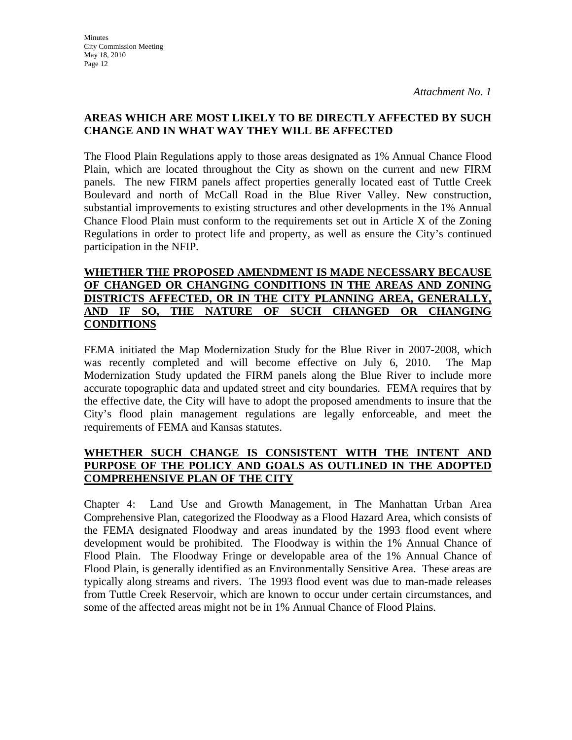*Attachment No. 1*

**AREAS WHICH ARE MOST LIKELY TO BE DIRECTLY AFFECTED BY SUCH CHANGE AND IN WHAT WAY THEY WILL BE AFFECTED**

The Flood Plain Regulations apply to those areas designated as 1% Annual Chance Flood Plain, which are located throughout the City as shown on the current and new FIRM panels. The new FIRM panels affect properties generally located east of Tuttle Creek Boulevard and north of McCall Road in the Blue River Valley. New construction, substantial improvements to existing structures and other developments in the 1% Annual Chance Flood Plain must conform to the requirements set out in Article X of the Zoning Regulations in order to protect life and property, as well as ensure the City's continued participation in the NFIP.

**WHETHER THE PROPOSED AMENDMENT IS MADE NECESSARY BECAUSE OF CHANGED OR CHANGING CONDITIONS IN THE AREAS AND ZONING DISTRICTS AFFECTED, OR IN THE CITY PLANNING AREA, GENERALLY, AND IF SO, THE NATURE OF SUCH CHANGED OR CHANGING CONDITIONS**

FEMA initiated the Map Modernization Study for the Blue River in 2007-2008, which was recently completed and will become effective on July 6, 2010. The Map Modernization Study updated the FIRM panels along the Blue River to include more accurate topographic data and updated street and city boundaries. FEMA requires that by the effective date, the City will have to adopt the proposed amendments to insure that the City's flood plain management regulations are legally enforceable, and meet the requirements of FEMA and Kansas statutes.

**WHETHER SUCH CHANGE IS CONSISTENT WITH THE INTENT AND PURPOSE OF THE POLICY AND GOALS AS OUTLINED IN THE ADOPTED COMPREHENSIVE PLAN OF THE CITY**

Chapter 4: Land Use and Growth Management, in The Manhattan Urban Area Comprehensive Plan, categorized the Floodway as a Flood Hazard Area, which consists of the FEMA designated Floodway and areas inundated by the 1993 flood event where development would be prohibited. The Floodway is within the 1% Annual Chance of Flood Plain. The Floodway Fringe or developable area of the 1% Annual Chance of Flood Plain, is generally identified as an Environmentally Sensitive Area. These areas are typically along streams and rivers. The 1993 flood event was due to man-made releases from Tuttle Creek Reservoir, which are known to occur under certain circumstances, and some of the affected areas might not be in 1% Annual Chance of Flood Plains.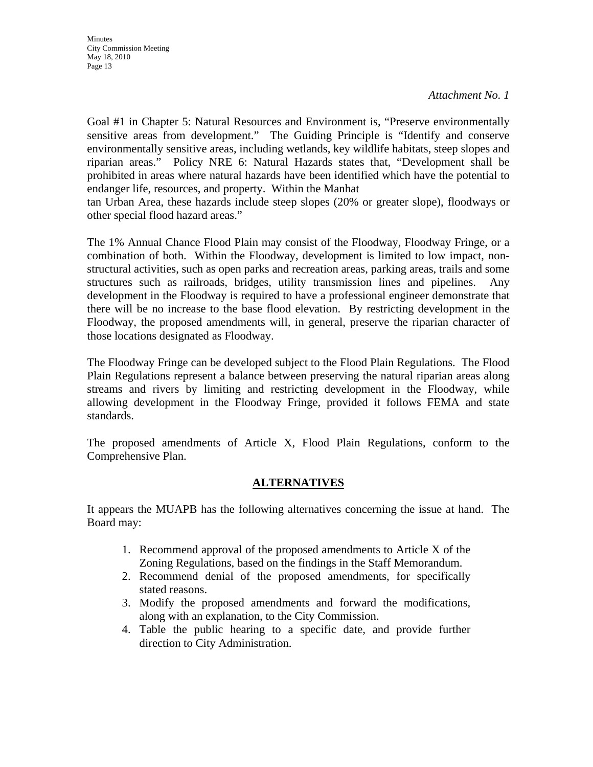*Attachment No. 1*

Goal #1 in Chapter 5: Natural Resources and Environment is, "Preserve environmentally sensitive areas from development." The Guiding Principle is "Identify and conserve environmentally sensitive areas, including wetlands, key wildlife habitats, steep slopes and riparian areas." Policy NRE 6: Natural Hazards states that, "Development shall be prohibited in areas where natural hazards have been identified which have the potential to endanger life, resources, and property. Within the Manhat
tan Urban Area, these hazards include steep slopes (20% or greater slope), floodways or other special flood hazard areas."

The 1% Annual Chance Flood Plain may consist of the Floodway, Floodway Fringe, or a combination of both. Within the Floodway, development is limited to low impact, non-structural activities, such as open parks and recreation areas, parking areas, trails and some structures such as railroads, bridges, utility transmission lines and pipelines. Any development in the Floodway is required to have a professional engineer demonstrate that there will be no increase to the base flood elevation. By restricting development in the Floodway, the proposed amendments will, in general, preserve the riparian character of those locations designated as Floodway.

The Floodway Fringe can be developed subject to the Flood Plain Regulations. The Flood Plain Regulations represent a balance between preserving the natural riparian areas along streams and rivers by limiting and restricting development in the Floodway, while allowing development in the Floodway Fringe, provided it follows FEMA and state standards.

The proposed amendments of Article X, Flood Plain Regulations, conform to the Comprehensive Plan.

## ALTERNATIVES

It appears the MUAPB has the following alternatives concerning the issue at hand. The Board may:

1. Recommend approval of the proposed amendments to Article X of the Zoning Regulations, based on the findings in the Staff Memorandum.
2. Recommend denial of the proposed amendments, for specifically stated reasons.
3. Modify the proposed amendments and forward the modifications, along with an explanation, to the City Commission.
4. Table the public hearing to a specific date, and provide further direction to City Administration.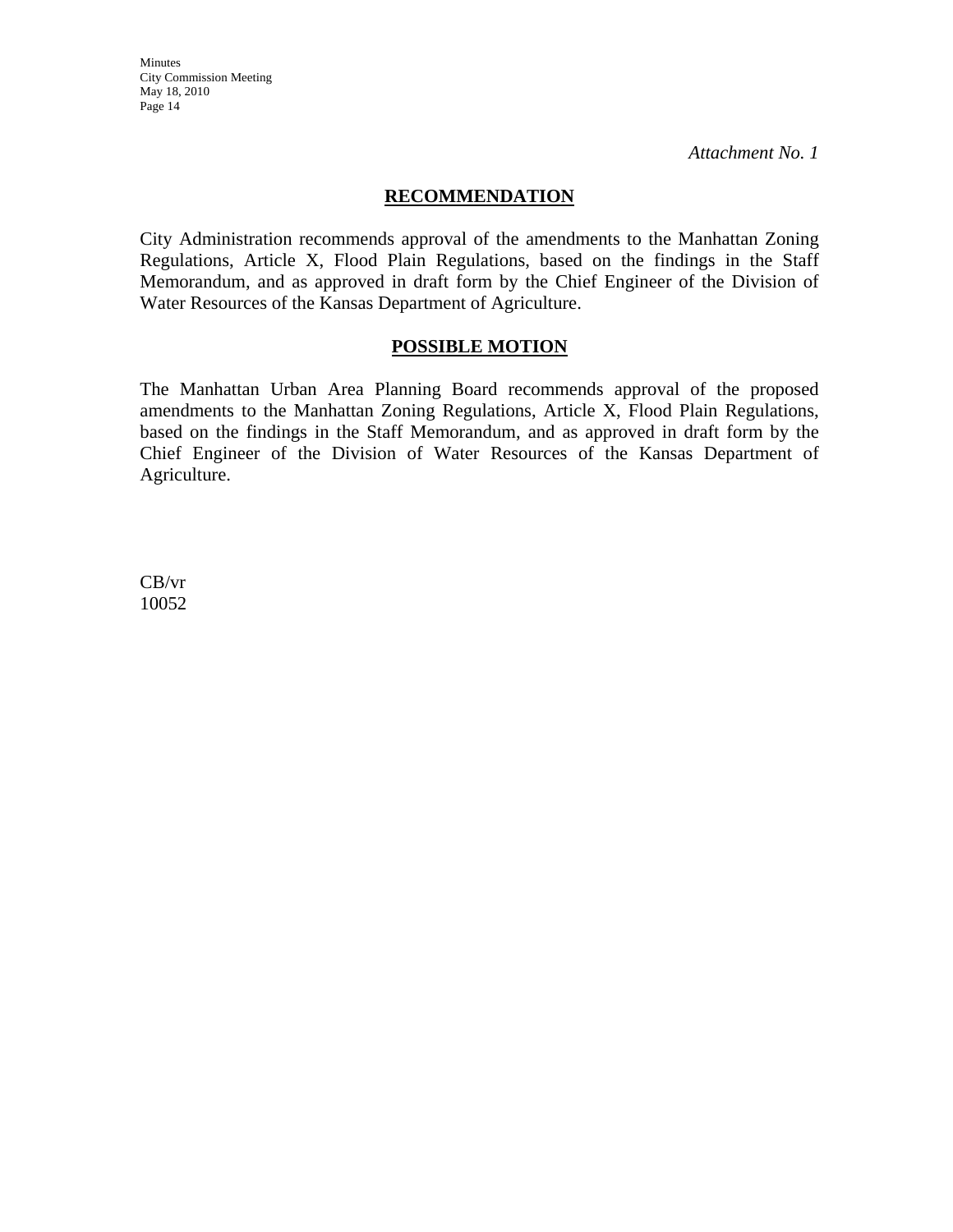*Attachment No. 1*

## RECOMMENDATION

City Administration recommends approval of the amendments to the Manhattan Zoning Regulations, Article X, Flood Plain Regulations, based on the findings in the Staff Memorandum, and as approved in draft form by the Chief Engineer of the Division of Water Resources of the Kansas Department of Agriculture.

## POSSIBLE MOTION

The Manhattan Urban Area Planning Board recommends approval of the proposed amendments to the Manhattan Zoning Regulations, Article X, Flood Plain Regulations, based on the findings in the Staff Memorandum, and as approved in draft form by the Chief Engineer of the Division of Water Resources of the Kansas Department of Agriculture.

CB/vr
10052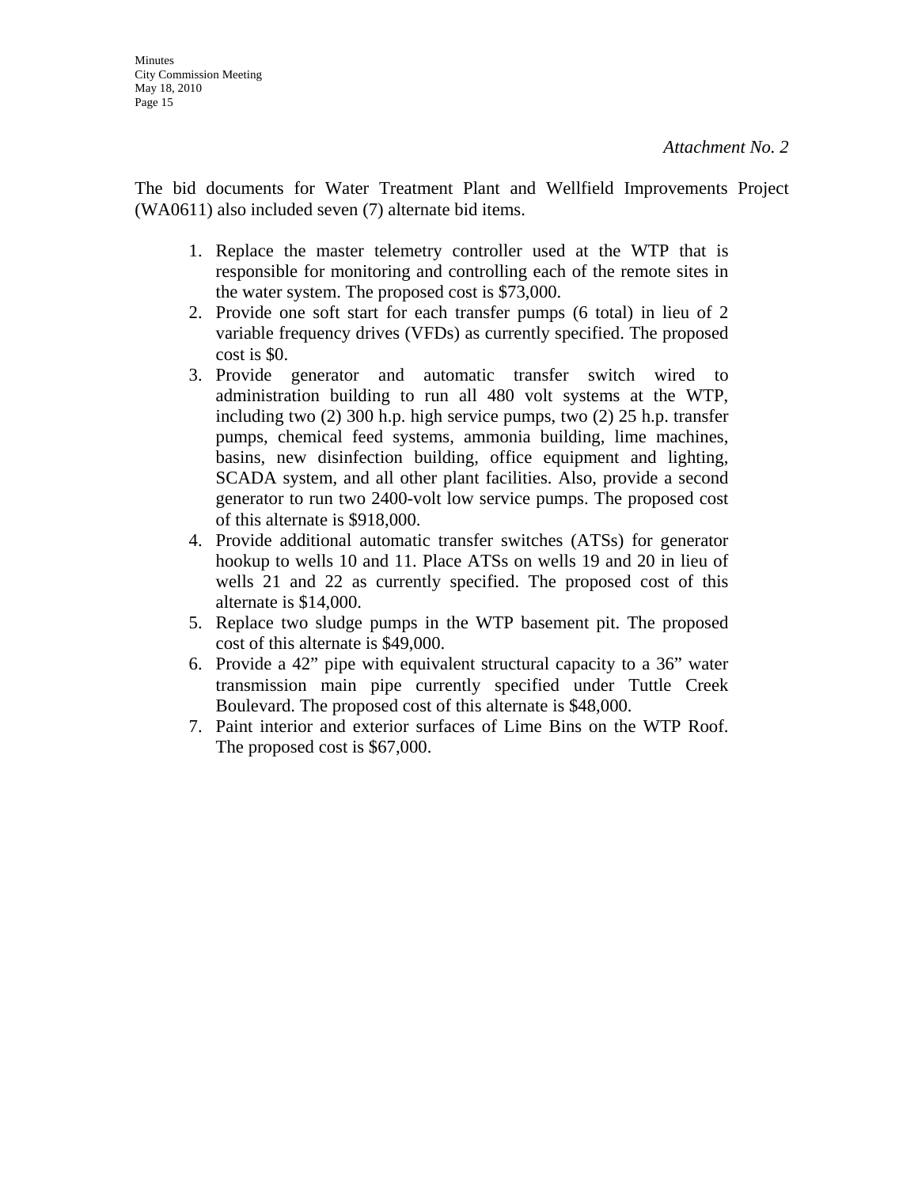*Attachment No. 2*

The bid documents for Water Treatment Plant and Wellfield Improvements Project (WA0611) also included seven (7) alternate bid items.

1. Replace the master telemetry controller used at the WTP that is responsible for monitoring and controlling each of the remote sites in the water system. The proposed cost is $73,000.
2. Provide one soft start for each transfer pumps (6 total) in lieu of 2 variable frequency drives (VFDs) as currently specified. The proposed cost is $0.
3. Provide generator and automatic transfer switch wired to administration building to run all 480 volt systems at the WTP, including two (2) 300 h.p. high service pumps, two (2) 25 h.p. transfer pumps, chemical feed systems, ammonia building, lime machines, basins, new disinfection building, office equipment and lighting, SCADA system, and all other plant facilities. Also, provide a second generator to run two 2400-volt low service pumps. The proposed cost of this alternate is $918,000.
4. Provide additional automatic transfer switches (ATSs) for generator hookup to wells 10 and 11. Place ATSs on wells 19 and 20 in lieu of wells 21 and 22 as currently specified. The proposed cost of this alternate is $14,000.
5. Replace two sludge pumps in the WTP basement pit. The proposed cost of this alternate is $49,000.
6. Provide a 42" pipe with equivalent structural capacity to a 36" water transmission main pipe currently specified under Tuttle Creek Boulevard. The proposed cost of this alternate is $48,000.
7. Paint interior and exterior surfaces of Lime Bins on the WTP Roof. The proposed cost is $67,000.